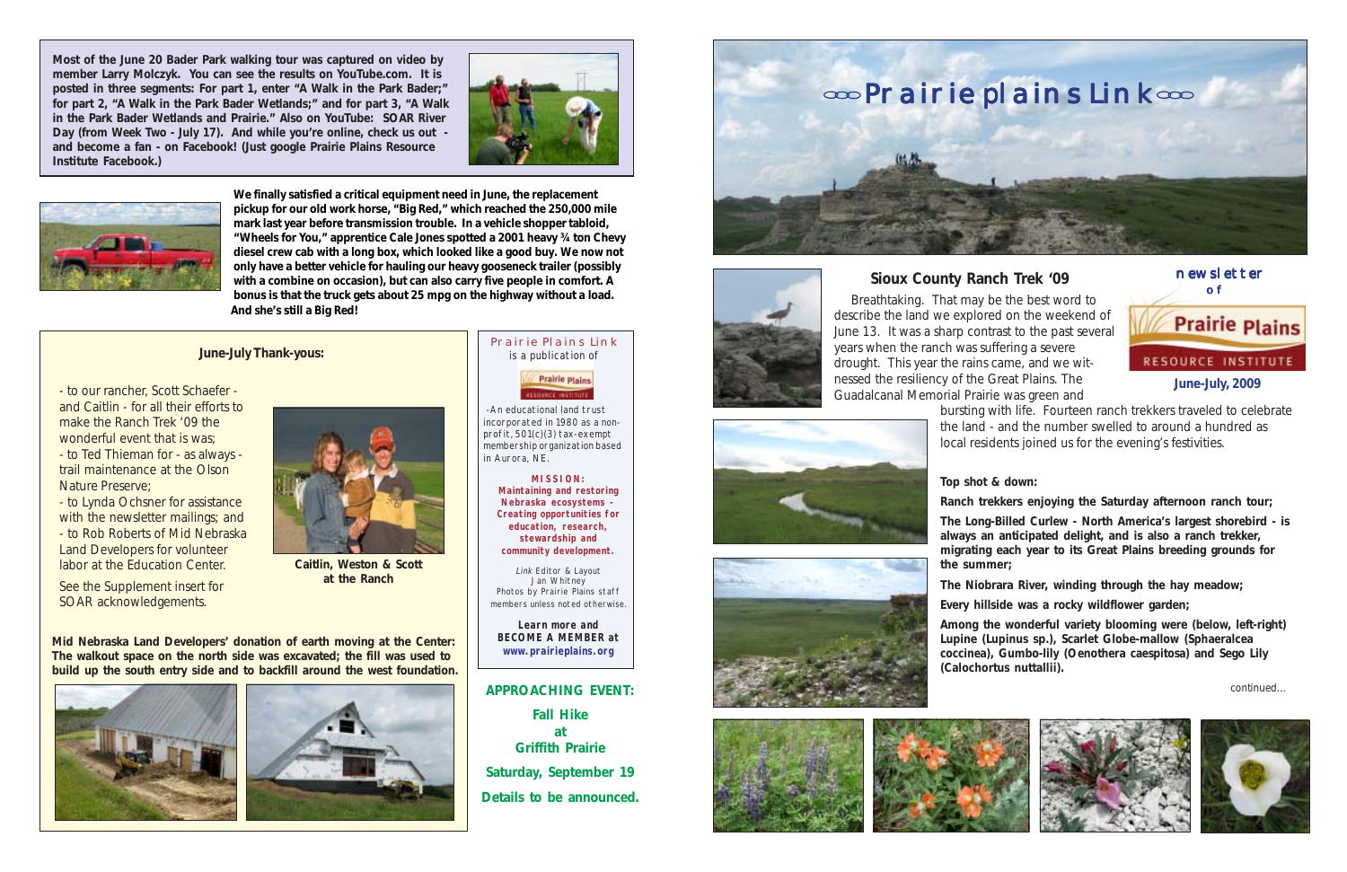Most of the June 20 Bader Park walking tour was captured on video by member Larry Molczyk. You can see the results on YouTube.com. It is posted in three segments: For part 1, enter "A Walk in the Park Bader;" for part 2, "A Walk in the Park Bader Wetlands;" and for part 3, "A Walk in the Park Bader Wetlands and Prairie." Also on YouTube: SOAR River Day (from Week Two - July 17). And while you're online, check us out - and become a fan - on Facebook! (Just google Prairie Plains Resource Institute Facebook.)

**We finally satisfied a critical equipment need in June, the replacement pickup for our old work horse, "Big Red," which reached the 250,000 mile mark last year before transmission trouble. In a vehicle shopper tabloid, "Wheels for You," apprentice Cale Jones spotted a 2001 heavy ¾ ton Chevy diesel crew cab with a long box, which looked like a good buy. We now not only have a better vehicle for hauling our heavy gooseneck trailer (possibly with a combine on occasion), but can also carry five people in comfort. A bonus is that the truck gets about 25 mpg on the highway without a load. And she's still a Big Red!**

## June-July Thank-yous:

- to our rancher, Scott Schaefer - and Caitlin - for all their efforts to make the Ranch Trek '09 the wonderful event that is was;
- to Ted Thieman for - as always - trail maintenance at the Olson Nature Preserve;
- to Lynda Ochsner for assistance with the newsletter mailings; and
- to Rob Roberts of Mid Nebraska Land Developers for volunteer labor at the Education Center.

See the Supplement insert for SOAR acknowledgements.

**Caitlin, Weston & Scott at the Ranch**

**Mid Nebraska Land Developers' donation of earth moving at the Center: The walkout space on the north side was excavated; the fill was used to build up the south entry side and to backfill around the west foundation.**

Prairie Plains Link is a publication of Prairie Plains Resource Institute

-An educational land trust incorporated in 1980 as a non-profit, 501(c)(3) tax-exempt membership organization based in Aurora, NE.

**MISSION: Maintaining and restoring Nebraska ecosystems - Creating opportunities for education, research, stewardship and community development.**

*Link* Editor & Layout
Jan Whitney
Photos by Prairie Plains staff members unless noted otherwise.

**Learn more and BECOME A MEMBER at www.prairieplains.org**

**APPROACHING EVENT:**

**Fall Hike at Griffith Prairie**

**Saturday, September 19**

**Details to be announced.**

# Prairie plains Link

newsletter of Prairie Plains Resource Institute

**June-July, 2009**

## Sioux County Ranch Trek '09

Breathtaking. That may be the best word to describe the land we explored on the weekend of June 13. It was a sharp contrast to the past several years when the ranch was suffering a severe drought. This year the rains came, and we witnessed the resiliency of the Great Plains. The Guadalcanal Memorial Prairie was green and bursting with life. Fourteen ranch trekkers traveled to celebrate the land - and the number swelled to around a hundred as local residents joined us for the evening's festivities.

**Top shot & down:**

**Ranch trekkers enjoying the Saturday afternoon ranch tour;**

**The Long-Billed Curlew - North America's largest shorebird - is always an anticipated delight, and is also a ranch trekker, migrating each year to its Great Plains breeding grounds for the summer;**

**The Niobrara River, winding through the hay meadow;**

**Every hillside was a rocky wildflower garden;**

**Among the wonderful variety blooming were (below, left-right) Lupine (Lupinus sp.), Scarlet Globe-mallow (Sphaeralcea coccinea), Gumbo-lily (Oenothera caespitosa) and Sego Lily (Calochortus nuttallii).**

continued...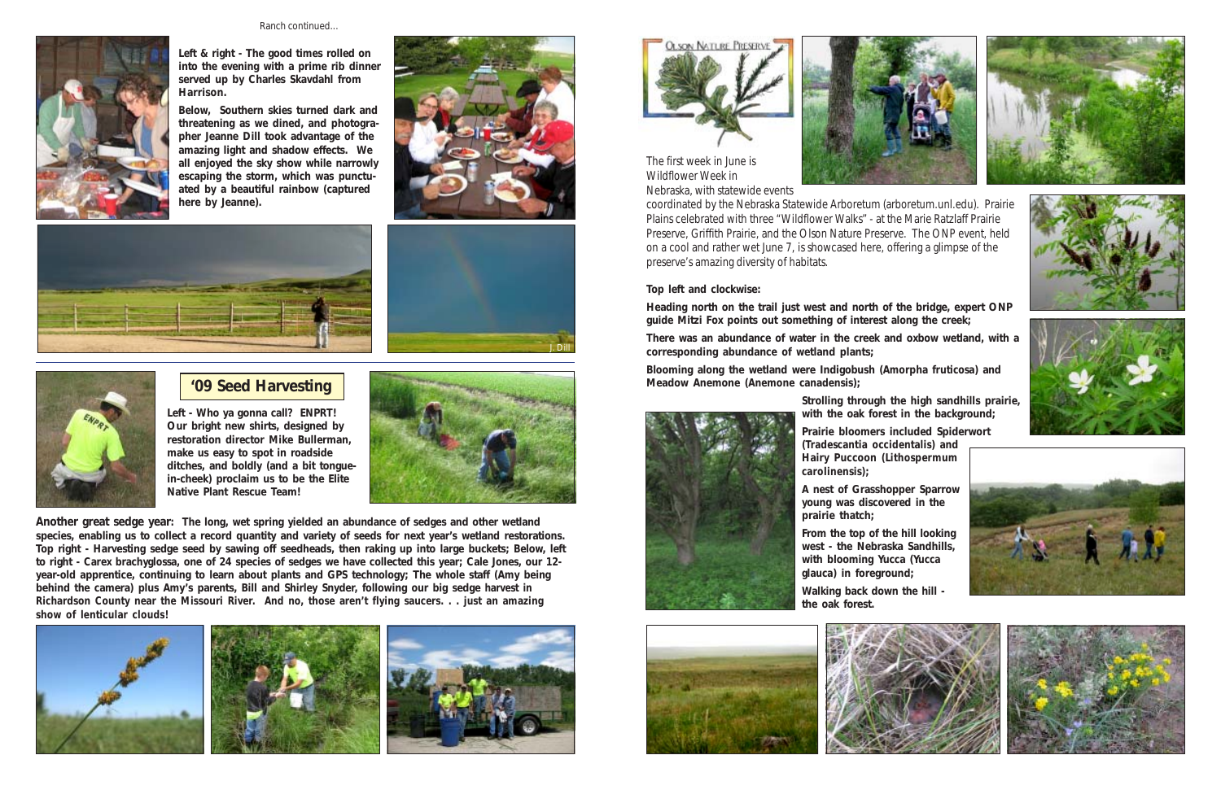Ranch continued...

**Left & right - The good times rolled on into the evening with a prime rib dinner served up by Charles Skavdahl from Harrison.**

**Below, Southern skies turned dark and threatening as we dined, and photographer Jeanne Dill took advantage of the amazing light and shadow effects. We all enjoyed the sky show while narrowly escaping the storm, which was punctuated by a beautiful rainbow (captured here by Jeanne).**

J. Dill

## '09 Seed Harvesting

**Left - Who ya gonna call? ENPRT! Our bright new shirts, designed by restoration director Mike Bullerman, make us easy to spot in roadside ditches, and boldly (and a bit tongue-in-cheek) proclaim us to be the Elite Native Plant Rescue Team!**

**Another great sedge year: The long, wet spring yielded an abundance of sedges and other wetland species, enabling us to collect a record quantity and variety of seeds for next year's wetland restorations. Top right - Harvesting sedge seed by sawing off seedheads, then raking up into large buckets; Below, left to right - Carex brachyglossa, one of 24 species of sedges we have collected this year; Cale Jones, our 12-year-old apprentice, continuing to learn about plants and GPS technology; The whole staff (Amy being behind the camera) plus Amy's parents, Bill and Shirley Snyder, following our big sedge harvest in Richardson County near the Missouri River. And no, those aren't flying saucers. . . just an amazing show of lenticular clouds!**

Olson Nature Preserve

The first week in June is Wildflower Week in Nebraska, with statewide events coordinated by the Nebraska Statewide Arboretum (arboretum.unl.edu). Prairie Plains celebrated with three "Wildflower Walks" - at the Marie Ratzlaff Prairie Preserve, Griffith Prairie, and the Olson Nature Preserve. The ONP event, held on a cool and rather wet June 7, is showcased here, offering a glimpse of the preserve's amazing diversity of habitats.

**Top left and clockwise:**

**Heading north on the trail just west and north of the bridge, expert ONP guide Mitzi Fox points out something of interest along the creek;**

**There was an abundance of water in the creek and oxbow wetland, with a corresponding abundance of wetland plants;**

**Blooming along the wetland were Indigobush (Amorpha fruticosa) and Meadow Anemone (Anemone canadensis);**

**Strolling through the high sandhills prairie, with the oak forest in the background;**

**Prairie bloomers included Spiderwort (Tradescantia occidentalis) and Hairy Puccoon (Lithospermum carolinensis);**

**A nest of Grasshopper Sparrow young was discovered in the prairie thatch;**

**From the top of the hill looking west - the Nebraska Sandhills, with blooming Yucca (Yucca glauca) in foreground;**

**Walking back down the hill - the oak forest.**